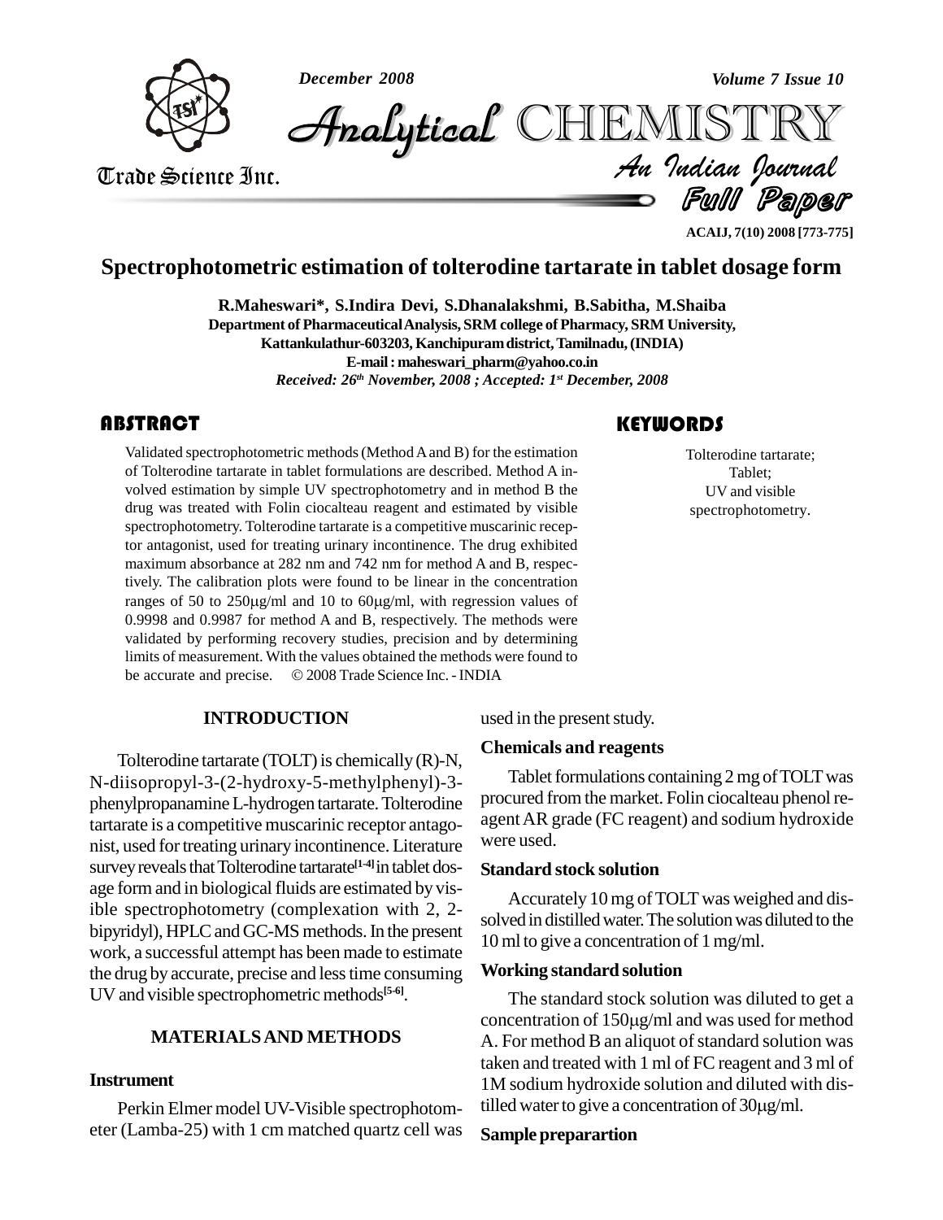# Spectrophotometric estimation of tolterodine tartarate in tablet dosage form

**R.Maheswari\*, S.Indira Devi, S.Dhanalakshmi, B.Sabitha, M.Shaiba**

Department of Pharmaceutical Analysis, SRM college of Pharmacy, SRM University, Kattankulathur-603203, Kanchipuram district, Tamilnadu, (INDIA)

E-mail : maheswari_pharm@yahoo.co.in

*Received: 26th November, 2008 ; Accepted: 1st December, 2008*

## ABSTRACT

Validated spectrophotometric methods (Method A and B) for the estimation of Tolterodine tartarate in tablet formulations are described. Method A involved estimation by simple UV spectrophotometry and in method B the drug was treated with Folin ciocalteau reagent and estimated by visible spectrophotometry. Tolterodine tartarate is a competitive muscarinic receptor antagonist, used for treating urinary incontinence. The drug exhibited maximum absorbance at 282 nm and 742 nm for method A and B, respectively. The calibration plots were found to be linear in the concentration ranges of 50 to 250μg/ml and 10 to 60μg/ml, with regression values of 0.9998 and 0.9987 for method A and B, respectively. The methods were validated by performing recovery studies, precision and by determining limits of measurement. With the values obtained the methods were found to be accurate and precise. © 2008 Trade Science Inc. - INDIA

## KEYWORDS

Tolterodine tartarate;
Tablet;
UV and visible spectrophotometry.

## INTRODUCTION

Tolterodine tartarate (TOLT) is chemically (R)-N, N-diisopropyl-3-(2-hydroxy-5-methylphenyl)-3-phenylpropanamine L-hydrogen tartarate. Tolterodine tartarate is a competitive muscarinic receptor antagonist, used for treating urinary incontinence. Literature survey reveals that Tolterodine tartarate[1-4] in tablet dosage form and in biological fluids are estimated by visible spectrophotometry (complexation with 2, 2-bipyridyl), HPLC and GC-MS methods. In the present work, a successful attempt has been made to estimate the drug by accurate, precise and less time consuming UV and visible spectrophotometric methods[5-6].

## MATERIALS AND METHODS

### Instrument

Perkin Elmer model UV-Visible spectrophotometer (Lamba-25) with 1 cm matched quartz cell was used in the present study.

### Chemicals and reagents

Tablet formulations containing 2 mg of TOLT was procured from the market. Folin ciocalteau phenol reagent AR grade (FC reagent) and sodium hydroxide were used.

### Standard stock solution

Accurately 10 mg of TOLT was weighed and dissolved in distilled water. The solution was diluted to the 10 ml to give a concentration of 1 mg/ml.

### Working standard solution

The standard stock solution was diluted to get a concentration of 150μg/ml and was used for method A. For method B an aliquot of standard solution was taken and treated with 1 ml of FC reagent and 3 ml of 1M sodium hydroxide solution and diluted with distilled water to give a concentration of 30μg/ml.

### Sample preparartion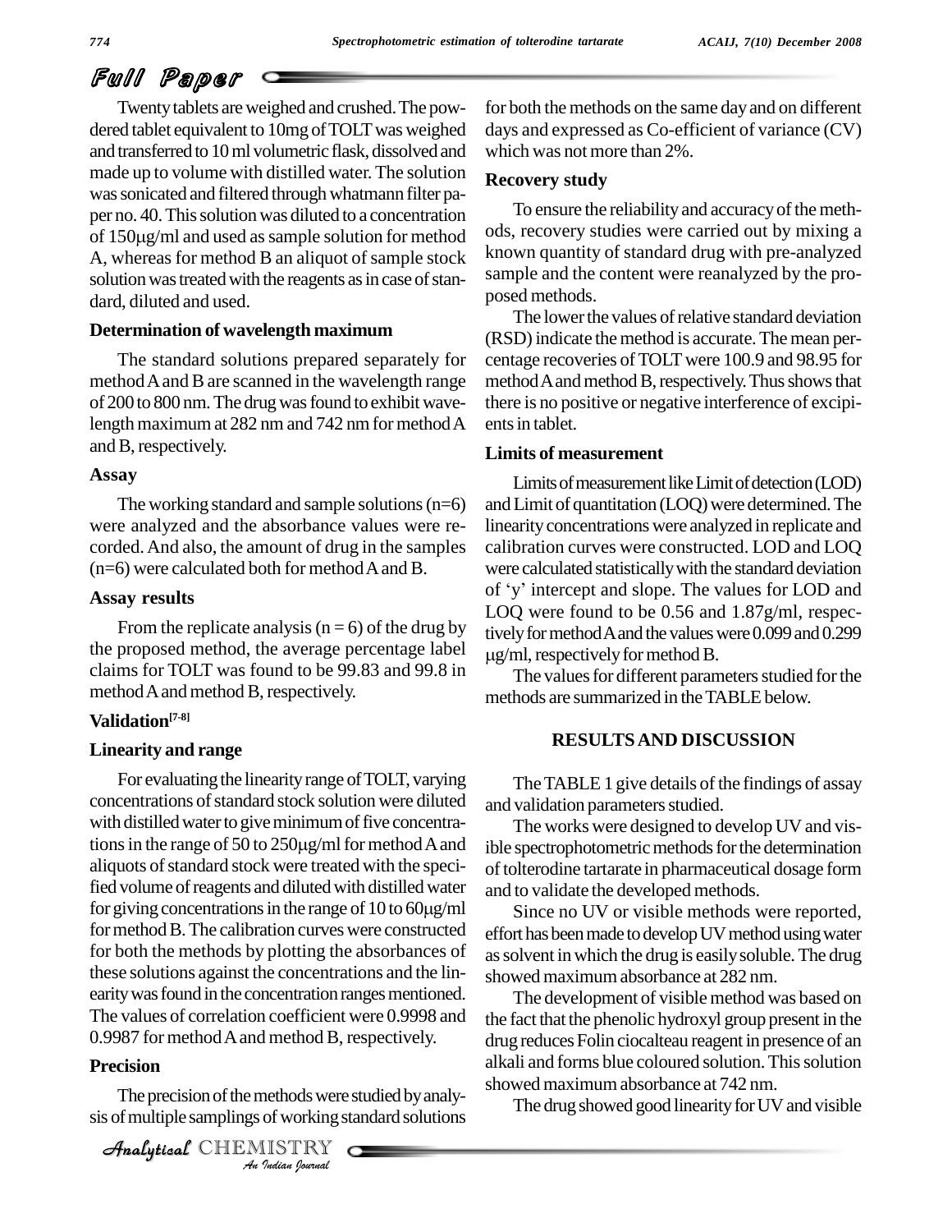Twenty tablets are weighed and crushed. The powdered tablet equivalent to 10mg of TOLT was weighed and transferred to 10 ml volumetric flask, dissolved and made up to volume with distilled water. The solution was sonicated and filtered through whatmann filter paper no. 40. This solution was diluted to a concentration of 150μg/ml and used as sample solution for method A, whereas for method B an aliquot of sample stock solution was treated with the reagents as in case of standard, diluted and used.

### Determination of wavelength maximum

The standard solutions prepared separately for method A and B are scanned in the wavelength range of 200 to 800 nm. The drug was found to exhibit wavelength maximum at 282 nm and 742 nm for method A and B, respectively.

### Assay

The working standard and sample solutions (n=6) were analyzed and the absorbance values were recorded. And also, the amount of drug in the samples (n=6) were calculated both for method A and B.

### Assay results

From the replicate analysis (n = 6) of the drug by the proposed method, the average percentage label claims for TOLT was found to be 99.83 and 99.8 in method A and method B, respectively.

### Validation[7-8]

### Linearity and range

For evaluating the linearity range of TOLT, varying concentrations of standard stock solution were diluted with distilled water to give minimum of five concentrations in the range of 50 to 250μg/ml for method A and aliquots of standard stock were treated with the specified volume of reagents and diluted with distilled water for giving concentrations in the range of 10 to 60μg/ml for method B. The calibration curves were constructed for both the methods by plotting the absorbances of these solutions against the concentrations and the linearity was found in the concentration ranges mentioned. The values of correlation coefficient were 0.9998 and 0.9987 for method A and method B, respectively.

### Precision

The precision of the methods were studied by analysis of multiple samplings of working standard solutions for both the methods on the same day and on different days and expressed as Co-efficient of variance (CV) which was not more than 2%.

### Recovery study

To ensure the reliability and accuracy of the methods, recovery studies were carried out by mixing a known quantity of standard drug with pre-analyzed sample and the content were reanalyzed by the proposed methods.

The lower the values of relative standard deviation (RSD) indicate the method is accurate. The mean percentage recoveries of TOLT were 100.9 and 98.95 for method A and method B, respectively. Thus shows that there is no positive or negative interference of excipients in tablet.

### Limits of measurement

Limits of measurement like Limit of detection (LOD) and Limit of quantitation (LOQ) were determined. The linearity concentrations were analyzed in replicate and calibration curves were constructed. LOD and LOQ were calculated statistically with the standard deviation of 'y' intercept and slope. The values for LOD and LOQ were found to be 0.56 and 1.87g/ml, respectively for method A and the values were 0.099 and 0.299 μg/ml, respectively for method B.

The values for different parameters studied for the methods are summarized in the TABLE below.

## RESULTS AND DISCUSSION

The TABLE 1 give details of the findings of assay and validation parameters studied.

The works were designed to develop UV and visible spectrophotometric methods for the determination of tolterodine tartarate in pharmaceutical dosage form and to validate the developed methods.

Since no UV or visible methods were reported, effort has been made to develop UV method using water as solvent in which the drug is easily soluble. The drug showed maximum absorbance at 282 nm.

The development of visible method was based on the fact that the phenolic hydroxyl group present in the drug reduces Folin ciocalteau reagent in presence of an alkali and forms blue coloured solution. This solution showed maximum absorbance at 742 nm.

The drug showed good linearity for UV and visible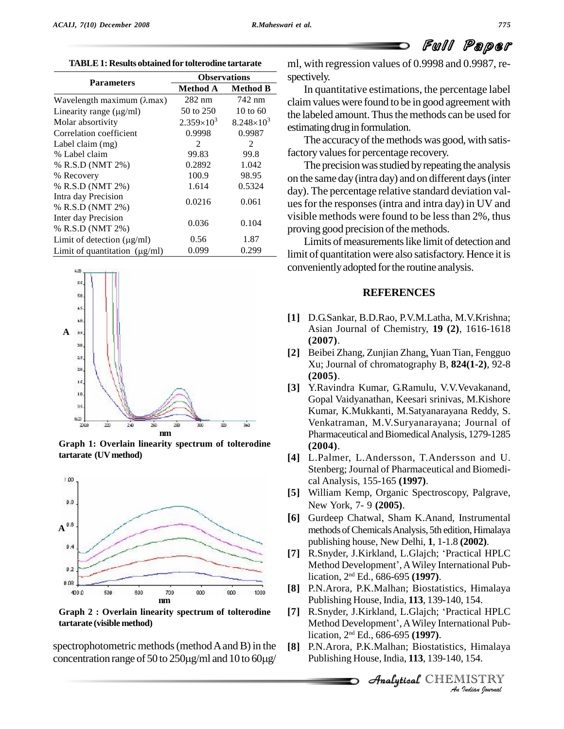TABLE 1: Results obtained for tolterodine tartarate

| Parameters | Observations | |
|---|---|---|
| | Method A | Method B |
| Wavelength maximum (λmax) | 282 nm | 742 nm |
| Linearity range (μg/ml) | 50 to 250 | 10 to 60 |
| Molar absortivity | $2.359\times10^3$ | $8.248\times10^3$ |
| Correlation coefficient | 0.9998 | 0.9987 |
| Label claim (mg) | 2 | 2 |
| % Label claim | 99.83 | 99.8 |
| % R.S.D (NMT 2%) | 0.2892 | 1.042 |
| % Recovery | 100.9 | 98.95 |
| % R.S.D (NMT 2%) | 1.614 | 0.5324 |
| Intra day Precision % R.S.D (NMT 2%) | 0.0216 | 0.061 |
| Inter day Precision % R.S.D (NMT 2%) | 0.036 | 0.104 |
| Limit of detection (μg/ml) | 0.56 | 1.87 |
| Limit of quantitation (μg/ml) | 0.099 | 0.299 |

A

nm

Graph 1: Overlain linearity spectrum of tolterodine tartarate (UV method)

A

nm

Graph 2 : Overlain linearity spectrum of tolterodine tartarate (visible method)

spectrophotometric methods (method A and B) in the concentration range of 50 to 250μg/ml and 10 to 60μg/ml, with regression values of 0.9998 and 0.9987, respectively.

In quantitative estimations, the percentage label claim values were found to be in good agreement with the labeled amount. Thus the methods can be used for estimating drug in formulation.

The accuracy of the methods was good, with satisfactory values for percentage recovery.

The precision was studied by repeating the analysis on the same day (intra day) and on different days (inter day). The percentage relative standard deviation values for the responses (intra and intra day) in UV and visible methods were found to be less than 2%, thus proving good precision of the methods.

Limits of measurements like limit of detection and limit of quantitation were also satisfactory. Hence it is conveniently adopted for the routine analysis.

## REFERENCES

**[1]** D.G.Sankar, B.D.Rao, P.V.M.Latha, M.V.Krishna; Asian Journal of Chemistry, **19 (2)**, 1616-1618 **(2007)**.

**[2]** Beibei Zhang, Zunjian Zhang, Yuan Tian, Fengguo Xu; Journal of chromatography B, **824(1-2)**, 92-8 **(2005)**.

**[3]** Y.Ravindra Kumar, G.Ramulu, V.V.Vevakanand, Gopal Vaidyanathan, Keesari srinivas, M.Kishore Kumar, K.Mukkanti, M.Satyanarayana Reddy, S. Venkatraman, M.V.Suryanarayana; Journal of Pharmaceutical and Biomedical Analysis, 1279-1285 **(2004)**.

**[4]** L.Palmer, L.Andersson, T.Andersson and U. Stenberg; Journal of Pharmaceutical and Biomedical Analysis, 155-165 **(1997)**.

**[5]** William Kemp, Organic Spectroscopy, Palgrave, New York, 7- 9 **(2005)**.

**[6]** Gurdeep Chatwal, Sham K.Anand, Instrumental methods of Chemicals Analysis, 5th edition, Himalaya publishing house, New Delhi, **1**, 1-1.8 **(2002)**.

**[7]** R.Snyder, J.Kirkland, L.Glajch; 'Practical HPLC Method Development', A Wiley International Publication, 2nd Ed., 686-695 **(1997)**.

**[8]** P.N.Arora, P.K.Malhan; Biostatistics, Himalaya Publishing House, India, **113**, 139-140, 154.

**[7]** R.Snyder, J.Kirkland, L.Glajch; 'Practical HPLC Method Development', A Wiley International Publication, 2nd Ed., 686-695 **(1997)**.

**[8]** P.N.Arora, P.K.Malhan; Biostatistics, Himalaya Publishing House, India, **113**, 139-140, 154.